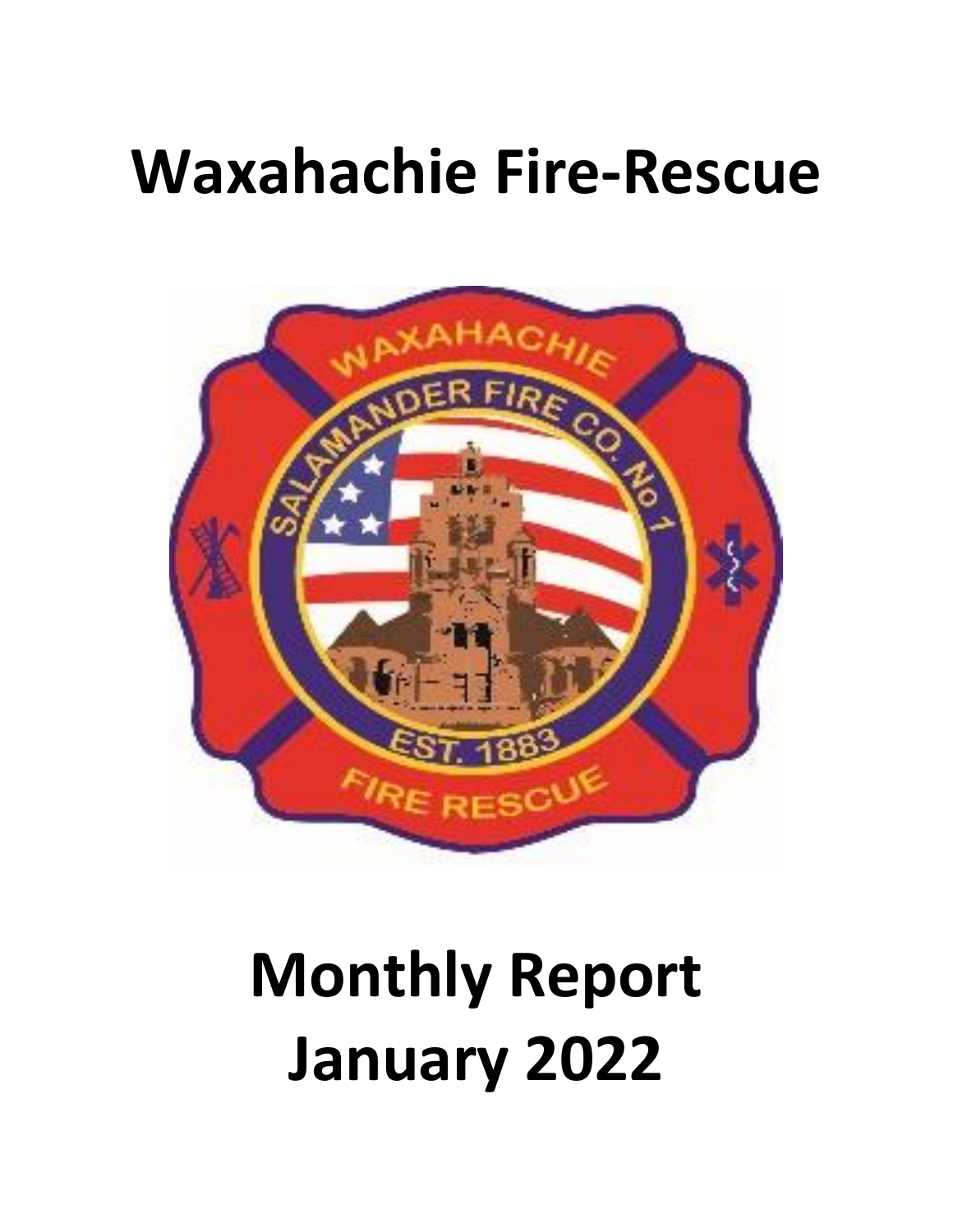# Waxahachie Fire-Rescue

# Monthly Report
# January 2022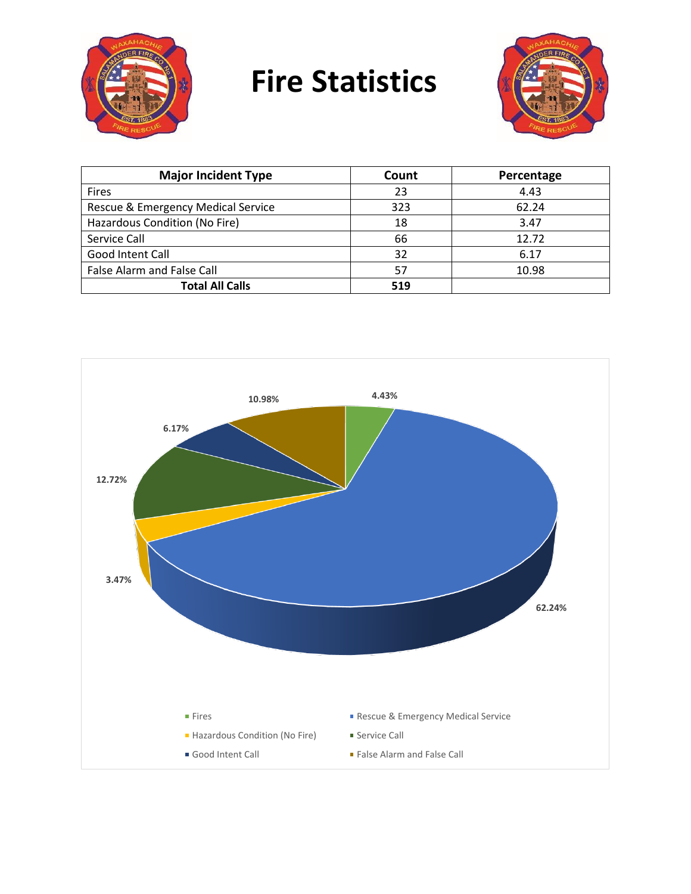# Fire Statistics

| Major Incident Type | Count | Percentage |
| --- | --- | --- |
| Fires | 23 | 4.43 |
| Rescue & Emergency Medical Service | 323 | 62.24 |
| Hazardous Condition (No Fire) | 18 | 3.47 |
| Service Call | 66 | 12.72 |
| Good Intent Call | 32 | 6.17 |
| False Alarm and False Call | 57 | 10.98 |
| **Total All Calls** | **519** | |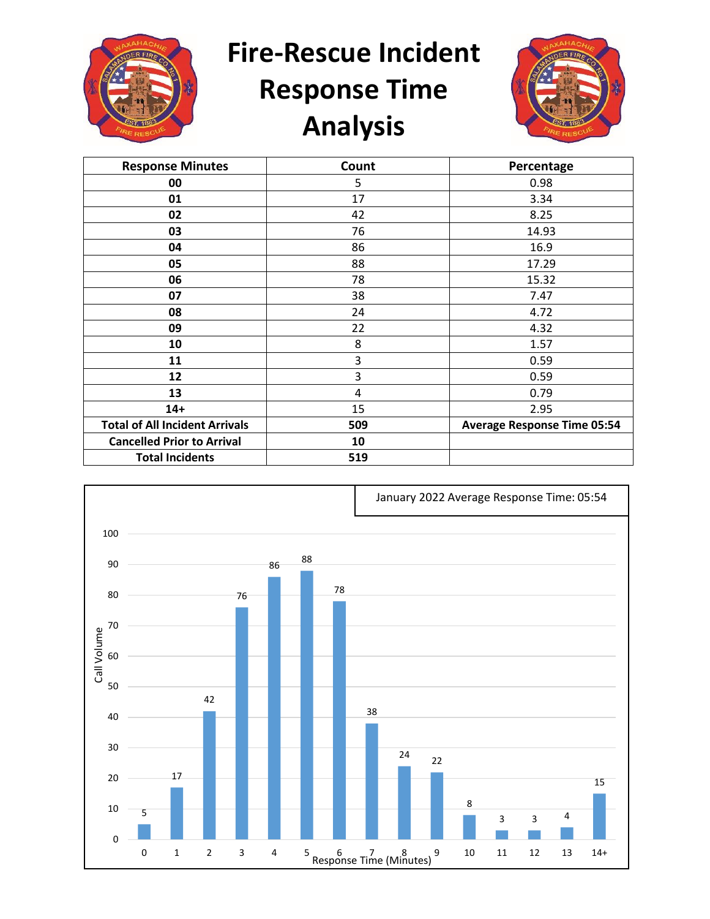# Fire-Rescue Incident Response Time Analysis

| Response Minutes | Count | Percentage |
|---|---|---|
| **00** | 5 | 0.98 |
| **01** | 17 | 3.34 |
| **02** | 42 | 8.25 |
| **03** | 76 | 14.93 |
| **04** | 86 | 16.9 |
| **05** | 88 | 17.29 |
| **06** | 78 | 15.32 |
| **07** | 38 | 7.47 |
| **08** | 24 | 4.72 |
| **09** | 22 | 4.32 |
| **10** | 8 | 1.57 |
| **11** | 3 | 0.59 |
| **12** | 3 | 0.59 |
| **13** | 4 | 0.79 |
| **14+** | 15 | 2.95 |
| **Total of All Incident Arrivals** | **509** | **Average Response Time 05:54** |
| **Cancelled Prior to Arrival** | **10** | |
| **Total Incidents** | **519** | |

January 2022 Average Response Time: 05:54

| Response Time (Minutes) | Call Volume |
|---|---|
| 0 | 5 |
| 1 | 17 |
| 2 | 42 |
| 3 | 76 |
| 4 | 86 |
| 5 | 88 |
| 6 | 78 |
| 7 | 38 |
| 8 | 24 |
| 9 | 22 |
| 10 | 8 |
| 11 | 3 |
| 12 | 3 |
| 13 | 4 |
| 14+ | 15 |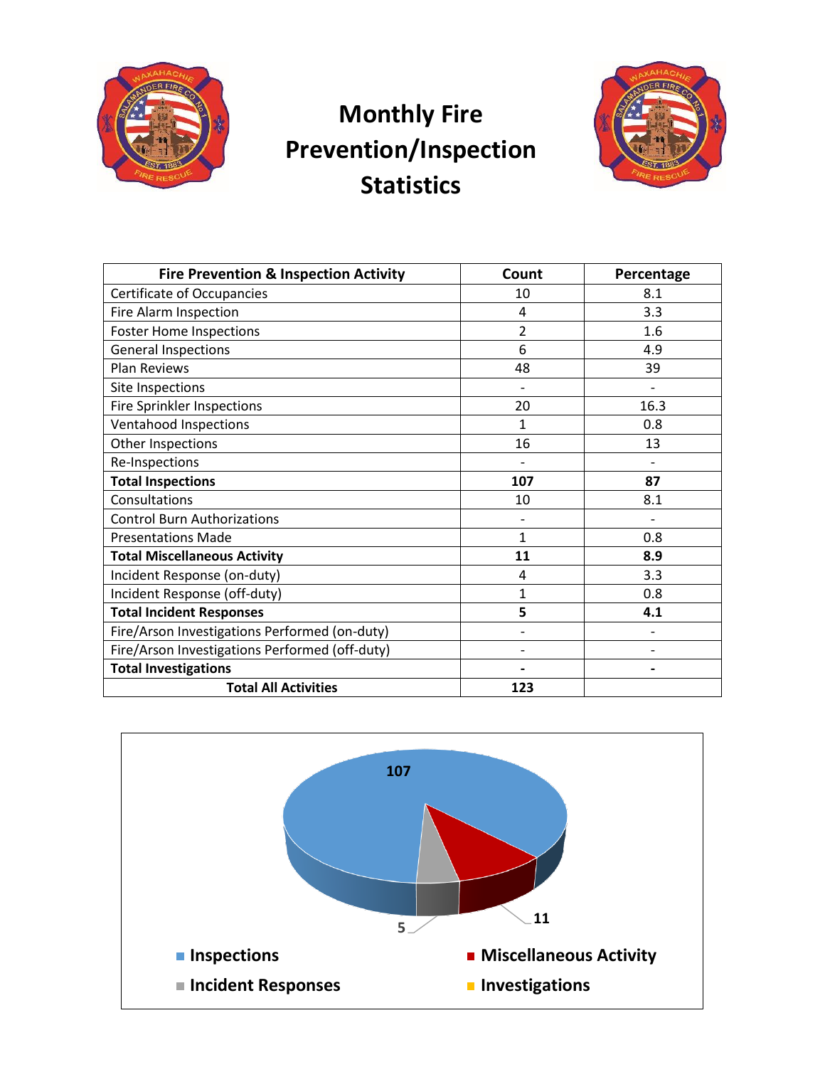# Monthly Fire Prevention/Inspection Statistics

| Fire Prevention & Inspection Activity | Count | Percentage |
|---|---|---|
| Certificate of Occupancies | 10 | 8.1 |
| Fire Alarm Inspection | 4 | 3.3 |
| Foster Home Inspections | 2 | 1.6 |
| General Inspections | 6 | 4.9 |
| Plan Reviews | 48 | 39 |
| Site Inspections | - | - |
| Fire Sprinkler Inspections | 20 | 16.3 |
| Ventahood Inspections | 1 | 0.8 |
| Other Inspections | 16 | 13 |
| Re-Inspections | - | - |
| **Total Inspections** | **107** | **87** |
| Consultations | 10 | 8.1 |
| Control Burn Authorizations | - | - |
| Presentations Made | 1 | 0.8 |
| **Total Miscellaneous Activity** | **11** | **8.9** |
| Incident Response (on-duty) | 4 | 3.3 |
| Incident Response (off-duty) | 1 | 0.8 |
| **Total Incident Responses** | **5** | **4.1** |
| Fire/Arson Investigations Performed (on-duty) | - | - |
| Fire/Arson Investigations Performed (off-duty) | - | - |
| **Total Investigations** | **-** | **-** |
| **Total All Activities** | **123** | |

107

5

11

Inspections
Miscellaneous Activity
Incident Responses
Investigations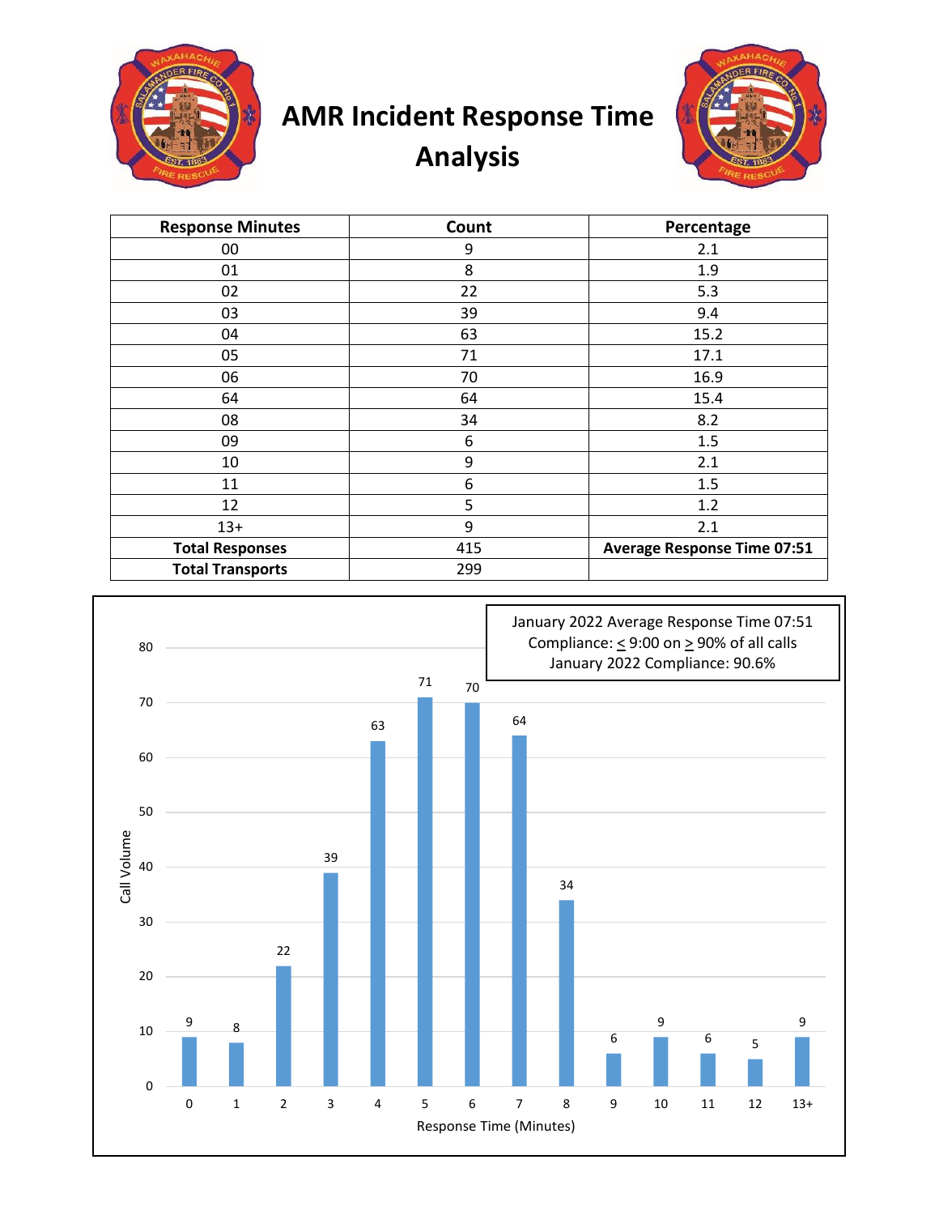# AMR Incident Response Time Analysis

| Response Minutes | Count | Percentage |
|---|---|---|
| 00 | 9 | 2.1 |
| 01 | 8 | 1.9 |
| 02 | 22 | 5.3 |
| 03 | 39 | 9.4 |
| 04 | 63 | 15.2 |
| 05 | 71 | 17.1 |
| 06 | 70 | 16.9 |
| 64 | 64 | 15.4 |
| 08 | 34 | 8.2 |
| 09 | 6 | 1.5 |
| 10 | 9 | 2.1 |
| 11 | 6 | 1.5 |
| 12 | 5 | 1.2 |
| 13+ | 9 | 2.1 |
| **Total Responses** | 415 | **Average Response Time 07:51** |
| **Total Transports** | 299 | |

January 2022 Average Response Time 07:51
Compliance: ≤ 9:00 on ≥ 90% of all calls
January 2022 Compliance: 90.6%

Call Volume
0
10
20
30
40
50
60
70
80

9, 8, 22, 39, 63, 71, 70, 64, 34, 6, 9, 6, 5, 9

0, 1, 2, 3, 4, 5, 6, 7, 8, 9, 10, 11, 12, 13+

Response Time (Minutes)